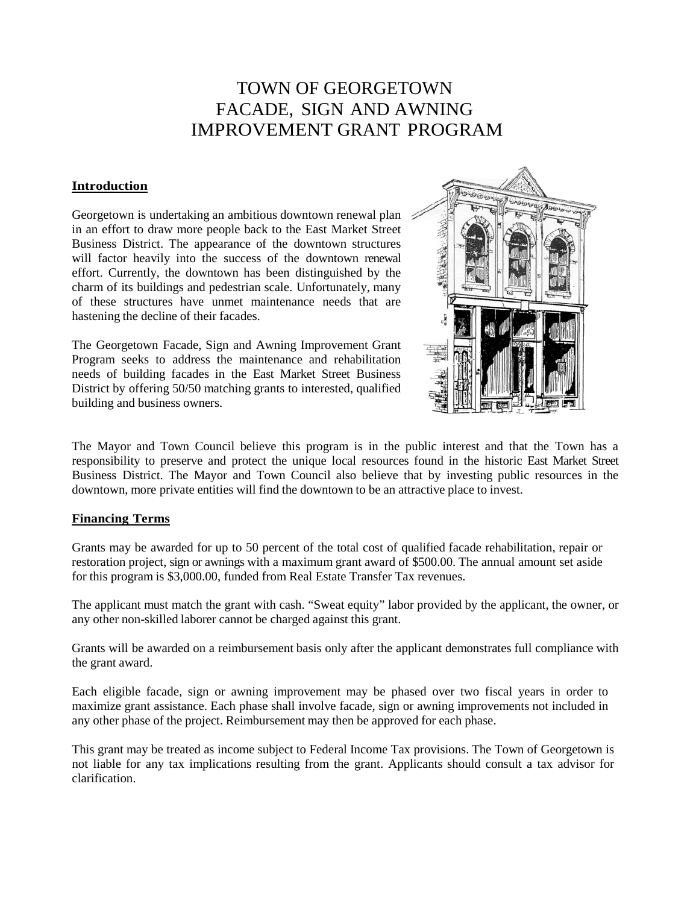# TOWN OF GEORGETOWN FACADE, SIGN AND AWNING IMPROVEMENT GRANT PROGRAM

## Introduction

Georgetown is undertaking an ambitious downtown renewal plan in an effort to draw more people back to the East Market Street Business District. The appearance of the downtown structures will factor heavily into the success of the downtown renewal effort. Currently, the downtown has been distinguished by the charm of its buildings and pedestrian scale. Unfortunately, many of these structures have unmet maintenance needs that are hastening the decline of their facades.

The Georgetown Facade, Sign and Awning Improvement Grant Program seeks to address the maintenance and rehabilitation needs of building facades in the East Market Street Business District by offering 50/50 matching grants to interested, qualified building and business owners.

The Mayor and Town Council believe this program is in the public interest and that the Town has a responsibility to preserve and protect the unique local resources found in the historic East Market Street Business District. The Mayor and Town Council also believe that by investing public resources in the downtown, more private entities will find the downtown to be an attractive place to invest.

## Financing Terms

Grants may be awarded for up to 50 percent of the total cost of qualified facade rehabilitation, repair or restoration project, sign or awnings with a maximum grant award of $500.00. The annual amount set aside for this program is $3,000.00, funded from Real Estate Transfer Tax revenues.

The applicant must match the grant with cash. "Sweat equity" labor provided by the applicant, the owner, or any other non-skilled laborer cannot be charged against this grant.

Grants will be awarded on a reimbursement basis only after the applicant demonstrates full compliance with the grant award.

Each eligible facade, sign or awning improvement may be phased over two fiscal years in order to maximize grant assistance. Each phase shall involve facade, sign or awning improvements not included in any other phase of the project. Reimbursement may then be approved for each phase.

This grant may be treated as income subject to Federal Income Tax provisions. The Town of Georgetown is not liable for any tax implications resulting from the grant. Applicants should consult a tax advisor for clarification.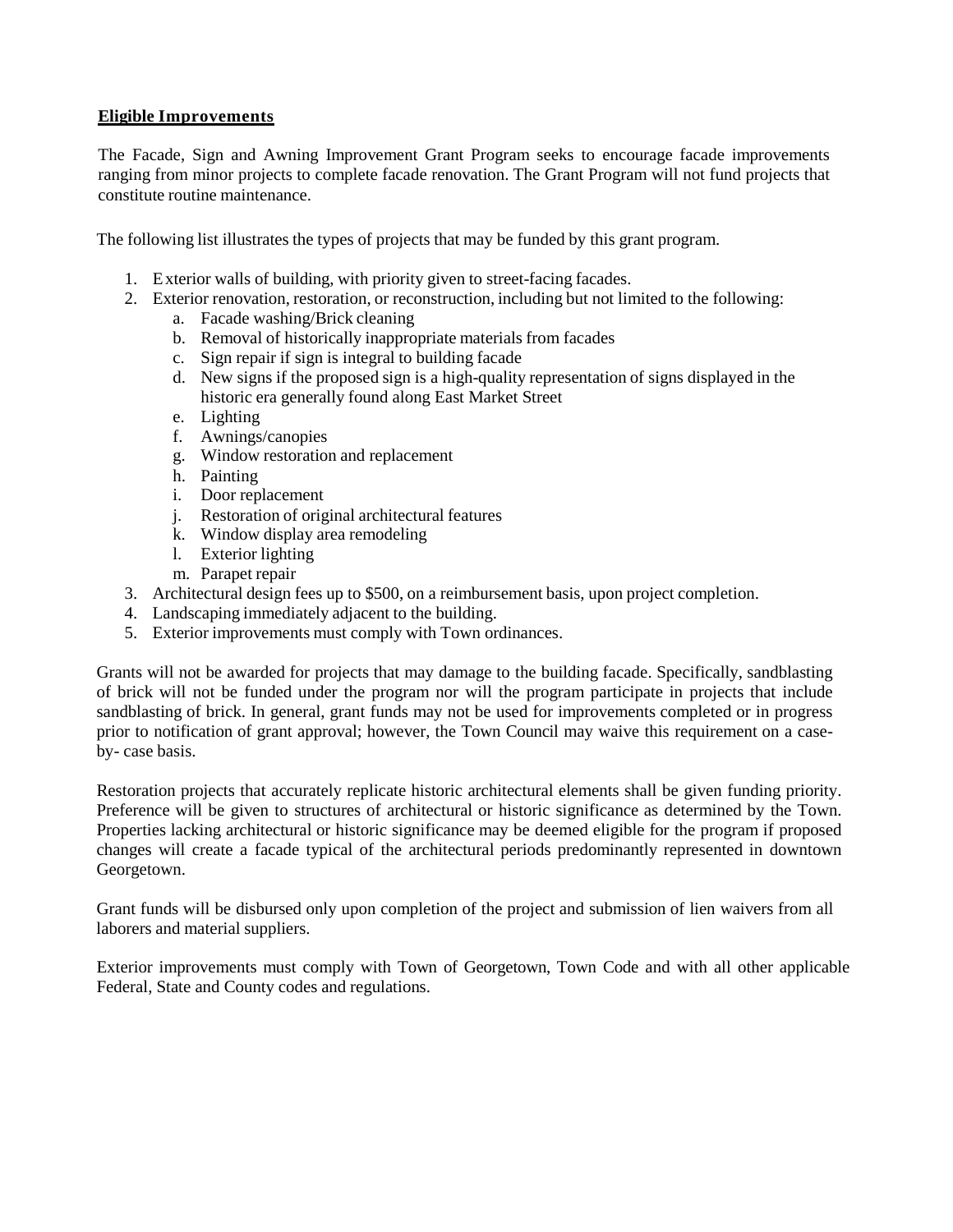**Eligible Improvements**

The Facade, Sign and Awning Improvement Grant Program seeks to encourage facade improvements ranging from minor projects to complete facade renovation. The Grant Program will not fund projects that constitute routine maintenance.

The following list illustrates the types of projects that may be funded by this grant program.

1. Exterior walls of building, with priority given to street-facing facades.
2. Exterior renovation, restoration, or reconstruction, including but not limited to the following:
   a. Facade washing/Brick cleaning
   b. Removal of historically inappropriate materials from facades
   c. Sign repair if sign is integral to building facade
   d. New signs if the proposed sign is a high-quality representation of signs displayed in the historic era generally found along East Market Street
   e. Lighting
   f. Awnings/canopies
   g. Window restoration and replacement
   h. Painting
   i. Door replacement
   j. Restoration of original architectural features
   k. Window display area remodeling
   l. Exterior lighting
   m. Parapet repair
3. Architectural design fees up to $500, on a reimbursement basis, upon project completion.
4. Landscaping immediately adjacent to the building.
5. Exterior improvements must comply with Town ordinances.

Grants will not be awarded for projects that may damage to the building facade. Specifically, sandblasting of brick will not be funded under the program nor will the program participate in projects that include sandblasting of brick. In general, grant funds may not be used for improvements completed or in progress prior to notification of grant approval; however, the Town Council may waive this requirement on a case-by- case basis.

Restoration projects that accurately replicate historic architectural elements shall be given funding priority. Preference will be given to structures of architectural or historic significance as determined by the Town. Properties lacking architectural or historic significance may be deemed eligible for the program if proposed changes will create a facade typical of the architectural periods predominantly represented in downtown Georgetown.

Grant funds will be disbursed only upon completion of the project and submission of lien waivers from all laborers and material suppliers.

Exterior improvements must comply with Town of Georgetown, Town Code and with all other applicable Federal, State and County codes and regulations.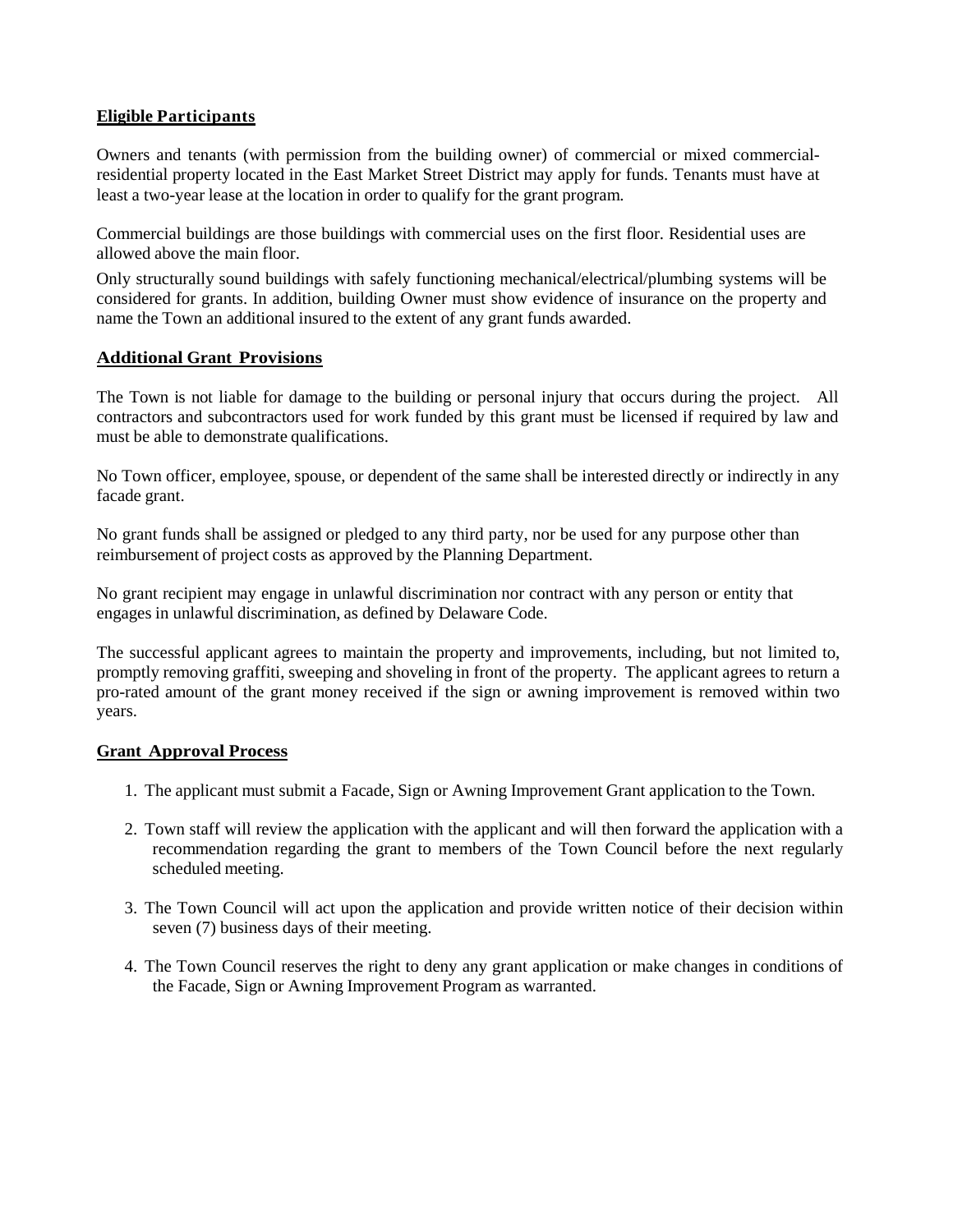## Eligible Participants

Owners and tenants (with permission from the building owner) of commercial or mixed commercial-residential property located in the East Market Street District may apply for funds. Tenants must have at least a two-year lease at the location in order to qualify for the grant program.

Commercial buildings are those buildings with commercial uses on the first floor. Residential uses are allowed above the main floor.

Only structurally sound buildings with safely functioning mechanical/electrical/plumbing systems will be considered for grants. In addition, building Owner must show evidence of insurance on the property and name the Town an additional insured to the extent of any grant funds awarded.

## Additional Grant Provisions

The Town is not liable for damage to the building or personal injury that occurs during the project. All contractors and subcontractors used for work funded by this grant must be licensed if required by law and must be able to demonstrate qualifications.

No Town officer, employee, spouse, or dependent of the same shall be interested directly or indirectly in any facade grant.

No grant funds shall be assigned or pledged to any third party, nor be used for any purpose other than reimbursement of project costs as approved by the Planning Department.

No grant recipient may engage in unlawful discrimination nor contract with any person or entity that engages in unlawful discrimination, as defined by Delaware Code.

The successful applicant agrees to maintain the property and improvements, including, but not limited to, promptly removing graffiti, sweeping and shoveling in front of the property. The applicant agrees to return a pro-rated amount of the grant money received if the sign or awning improvement is removed within two years.

## Grant Approval Process

1. The applicant must submit a Facade, Sign or Awning Improvement Grant application to the Town.
2. Town staff will review the application with the applicant and will then forward the application with a recommendation regarding the grant to members of the Town Council before the next regularly scheduled meeting.
3. The Town Council will act upon the application and provide written notice of their decision within seven (7) business days of their meeting.
4. The Town Council reserves the right to deny any grant application or make changes in conditions of the Facade, Sign or Awning Improvement Program as warranted.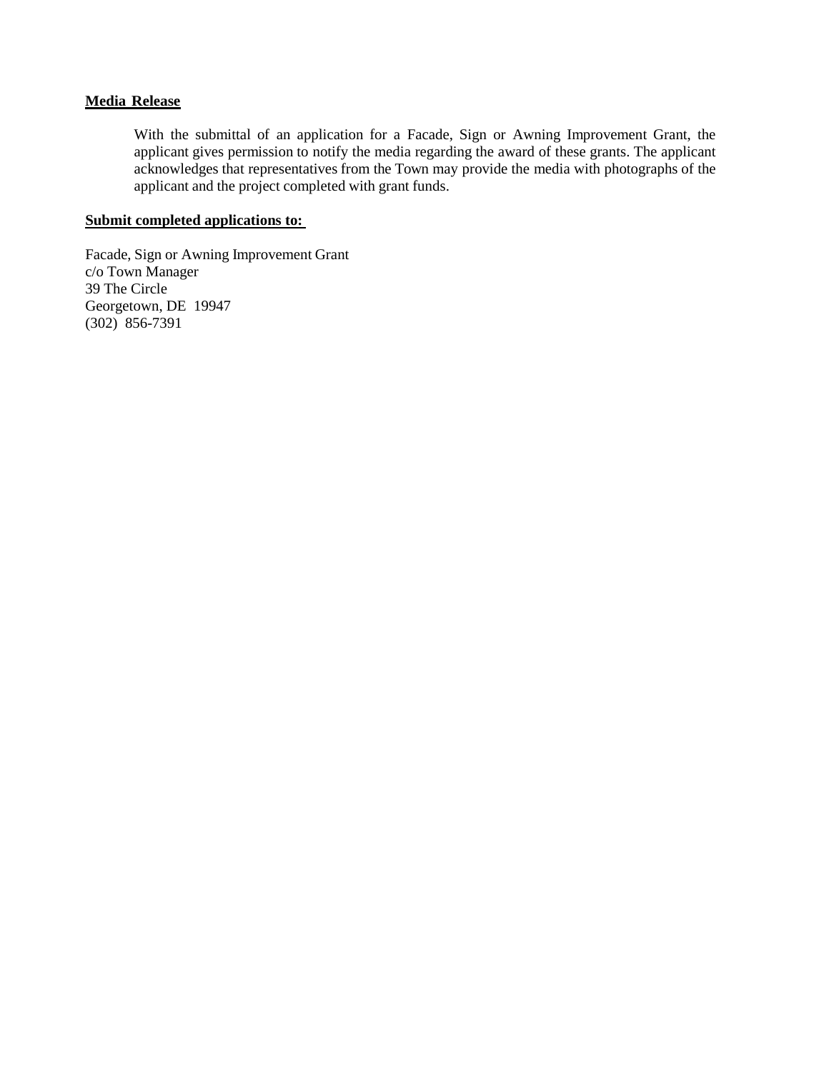**Media Release**

With the submittal of an application for a Facade, Sign or Awning Improvement Grant, the applicant gives permission to notify the media regarding the award of these grants. The applicant acknowledges that representatives from the Town may provide the media with photographs of the applicant and the project completed with grant funds.

**Submit completed applications to:**

Facade, Sign or Awning Improvement Grant
c/o Town Manager
39 The Circle
Georgetown, DE 19947
(302) 856-7391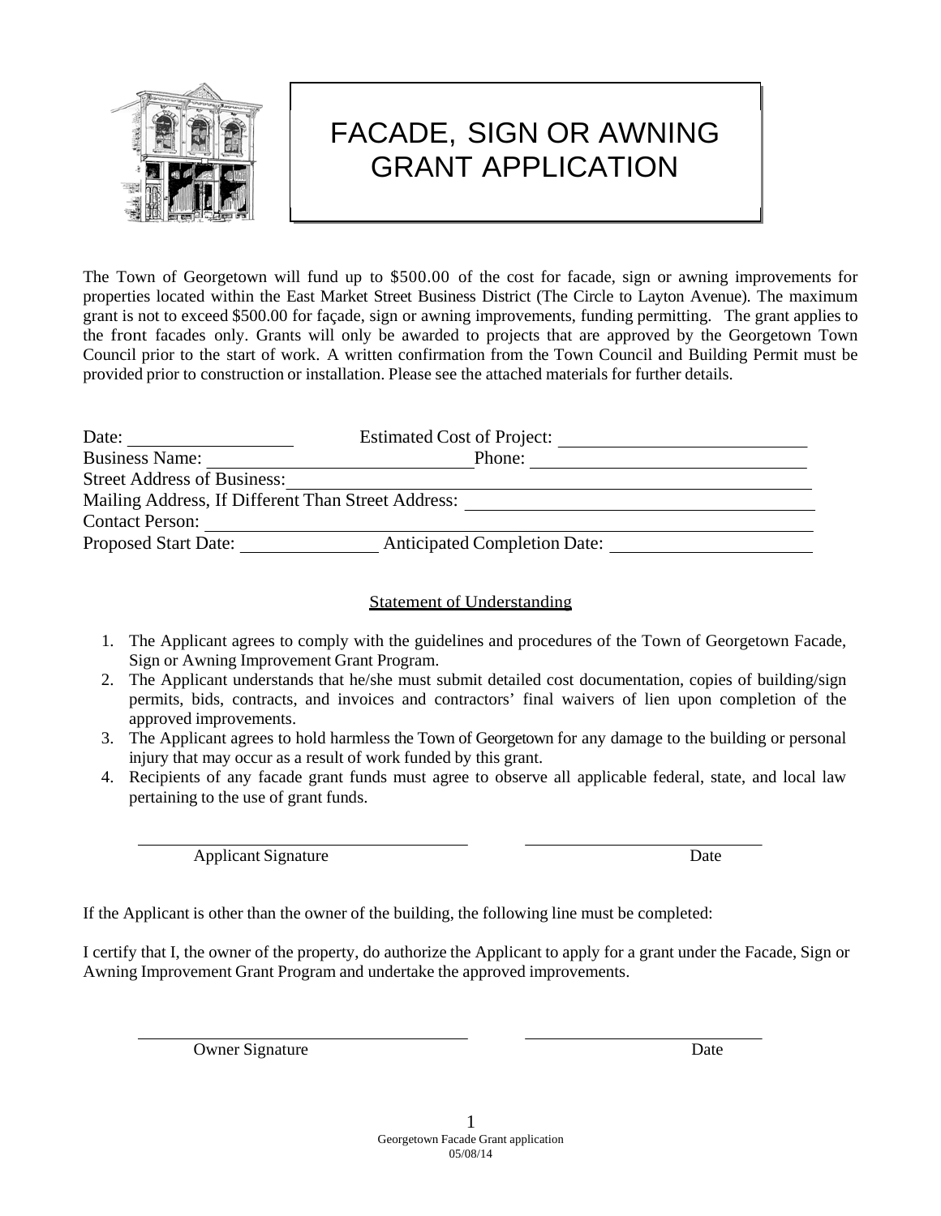# FACADE, SIGN OR AWNING GRANT APPLICATION

The Town of Georgetown will fund up to $500.00 of the cost for facade, sign or awning improvements for properties located within the East Market Street Business District (The Circle to Layton Avenue). The maximum grant is not to exceed $500.00 for façade, sign or awning improvements, funding permitting. The grant applies to the front facades only. Grants will only be awarded to projects that are approved by the Georgetown Town Council prior to the start of work. A written confirmation from the Town Council and Building Permit must be provided prior to construction or installation. Please see the attached materials for further details.

Date: ________________ Estimated Cost of Project: ________________________

Business Name: ____________________________ Phone: ____________________________

Street Address of Business: ________________________________________________

Mailing Address, If Different Than Street Address: ________________________________

Contact Person: ________________________________________________________

Proposed Start Date: ______________ Anticipated Completion Date: ____________________

## Statement of Understanding

1. The Applicant agrees to comply with the guidelines and procedures of the Town of Georgetown Facade, Sign or Awning Improvement Grant Program.
2. The Applicant understands that he/she must submit detailed cost documentation, copies of building/sign permits, bids, contracts, and invoices and contractors' final waivers of lien upon completion of the approved improvements.
3. The Applicant agrees to hold harmless the Town of Georgetown for any damage to the building or personal injury that may occur as a result of work funded by this grant.
4. Recipients of any facade grant funds must agree to observe all applicable federal, state, and local law pertaining to the use of grant funds.

______________________________ ______________________

Applicant Signature Date

If the Applicant is other than the owner of the building, the following line must be completed:

I certify that I, the owner of the property, do authorize the Applicant to apply for a grant under the Facade, Sign or Awning Improvement Grant Program and undertake the approved improvements.

______________________________ ______________________

Owner Signature Date

Georgetown Facade Grant application
05/08/14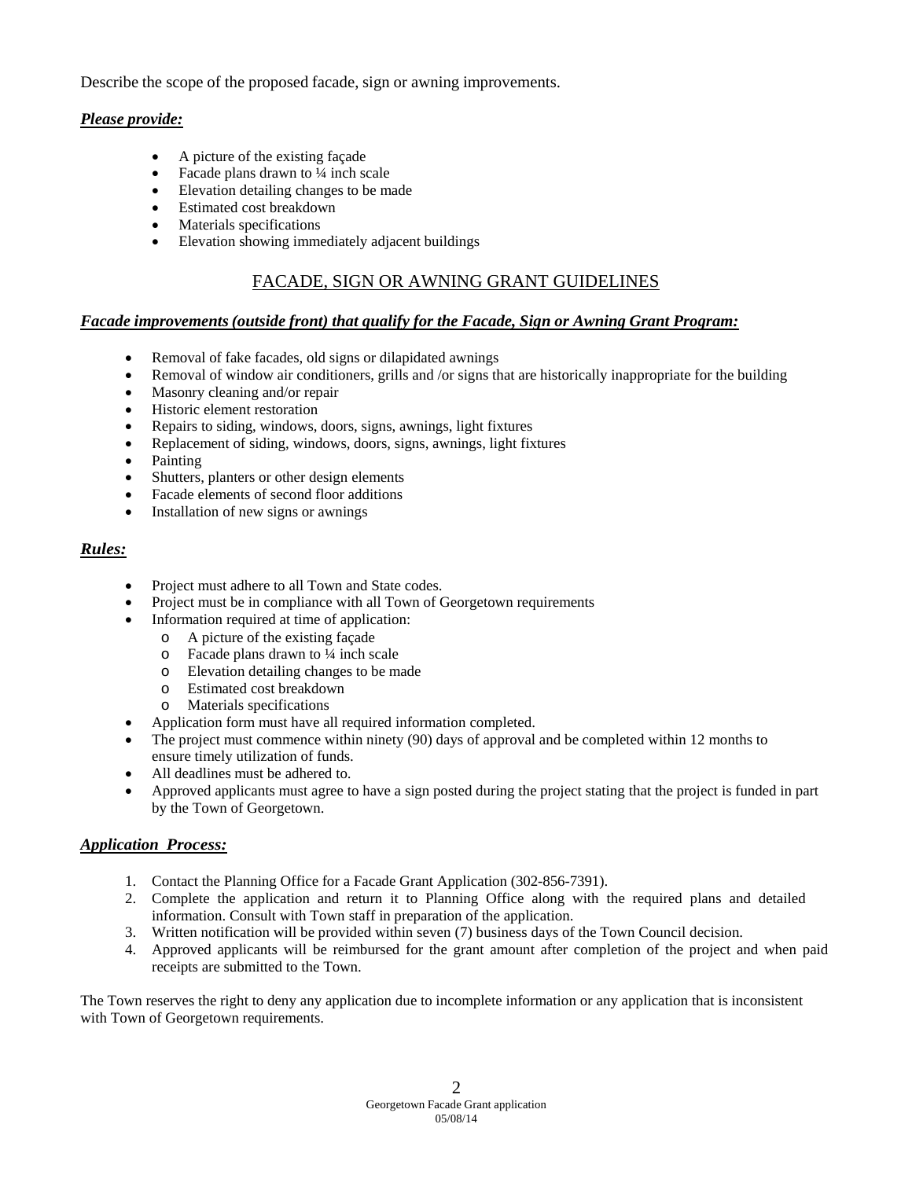Describe the scope of the proposed facade, sign or awning improvements.

***Please provide:***

- A picture of the existing façade
- Facade plans drawn to ¼ inch scale
- Elevation detailing changes to be made
- Estimated cost breakdown
- Materials specifications
- Elevation showing immediately adjacent buildings

## FACADE, SIGN OR AWNING GRANT GUIDELINES

***Facade improvements (outside front) that qualify for the Facade, Sign or Awning Grant Program:***

- Removal of fake facades, old signs or dilapidated awnings
- Removal of window air conditioners, grills and /or signs that are historically inappropriate for the building
- Masonry cleaning and/or repair
- Historic element restoration
- Repairs to siding, windows, doors, signs, awnings, light fixtures
- Replacement of siding, windows, doors, signs, awnings, light fixtures
- Painting
- Shutters, planters or other design elements
- Facade elements of second floor additions
- Installation of new signs or awnings

***Rules:***

- Project must adhere to all Town and State codes.
- Project must be in compliance with all Town of Georgetown requirements
- Information required at time of application:
  - A picture of the existing façade
  - Facade plans drawn to ¼ inch scale
  - Elevation detailing changes to be made
  - Estimated cost breakdown
  - Materials specifications
- Application form must have all required information completed.
- The project must commence within ninety (90) days of approval and be completed within 12 months to ensure timely utilization of funds.
- All deadlines must be adhered to.
- Approved applicants must agree to have a sign posted during the project stating that the project is funded in part by the Town of Georgetown.

***Application Process:***

1. Contact the Planning Office for a Facade Grant Application (302-856-7391).
2. Complete the application and return it to Planning Office along with the required plans and detailed information. Consult with Town staff in preparation of the application.
3. Written notification will be provided within seven (7) business days of the Town Council decision.
4. Approved applicants will be reimbursed for the grant amount after completion of the project and when paid receipts are submitted to the Town.

The Town reserves the right to deny any application due to incomplete information or any application that is inconsistent with Town of Georgetown requirements.